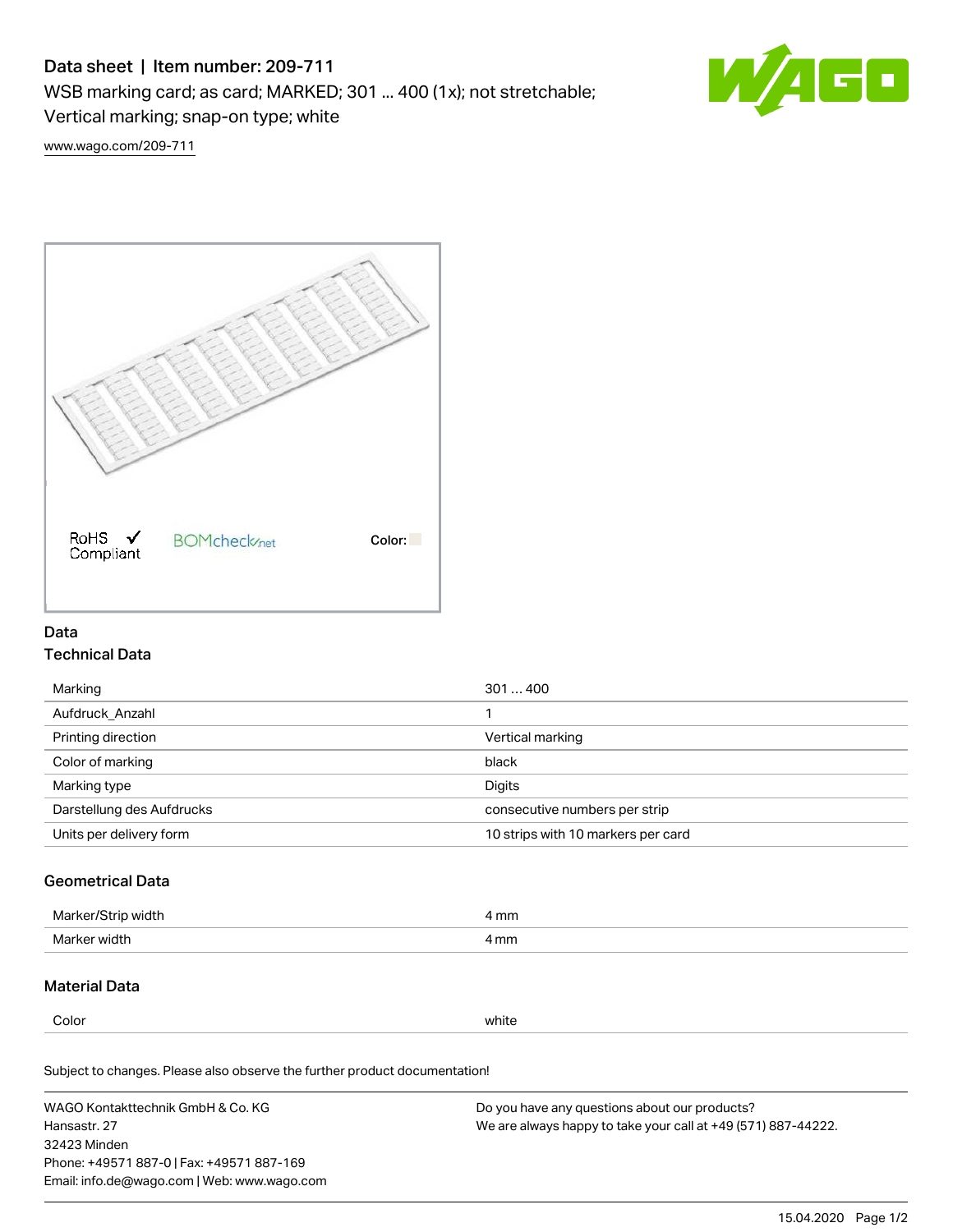# Data sheet | Item number: 209-711

WSB marking card; as card; MARKED; 301 ... 400 (1x); not stretchable; Vertical marking; snap-on type; white

www.wago.com/209-711

RoHS ✓ Compliant

BOMcheck.net

Color:

## Data

### Technical Data

| | |
|---|---|
| Marking | 301 … 400 |
| Aufdruck_Anzahl | 1 |
| Printing direction | Vertical marking |
| Color of marking | black |
| Marking type | Digits |
| Darstellung des Aufdrucks | consecutive numbers per strip |
| Units per delivery form | 10 strips with 10 markers per card |

### Geometrical Data

| | |
|---|---|
| Marker/Strip width | 4 mm |
| Marker width | 4 mm |

### Material Data

| | |
|---|---|
| Color | white |

Subject to changes. Please also observe the further product documentation!

WAGO Kontakttechnik GmbH & Co. KG
Hansastr. 27
32423 Minden
Phone: +49571 887-0 | Fax: +49571 887-169
Email: info.de@wago.com | Web: www.wago.com

Do you have any questions about our products?
We are always happy to take your call at +49 (571) 887-44222.

15.04.2020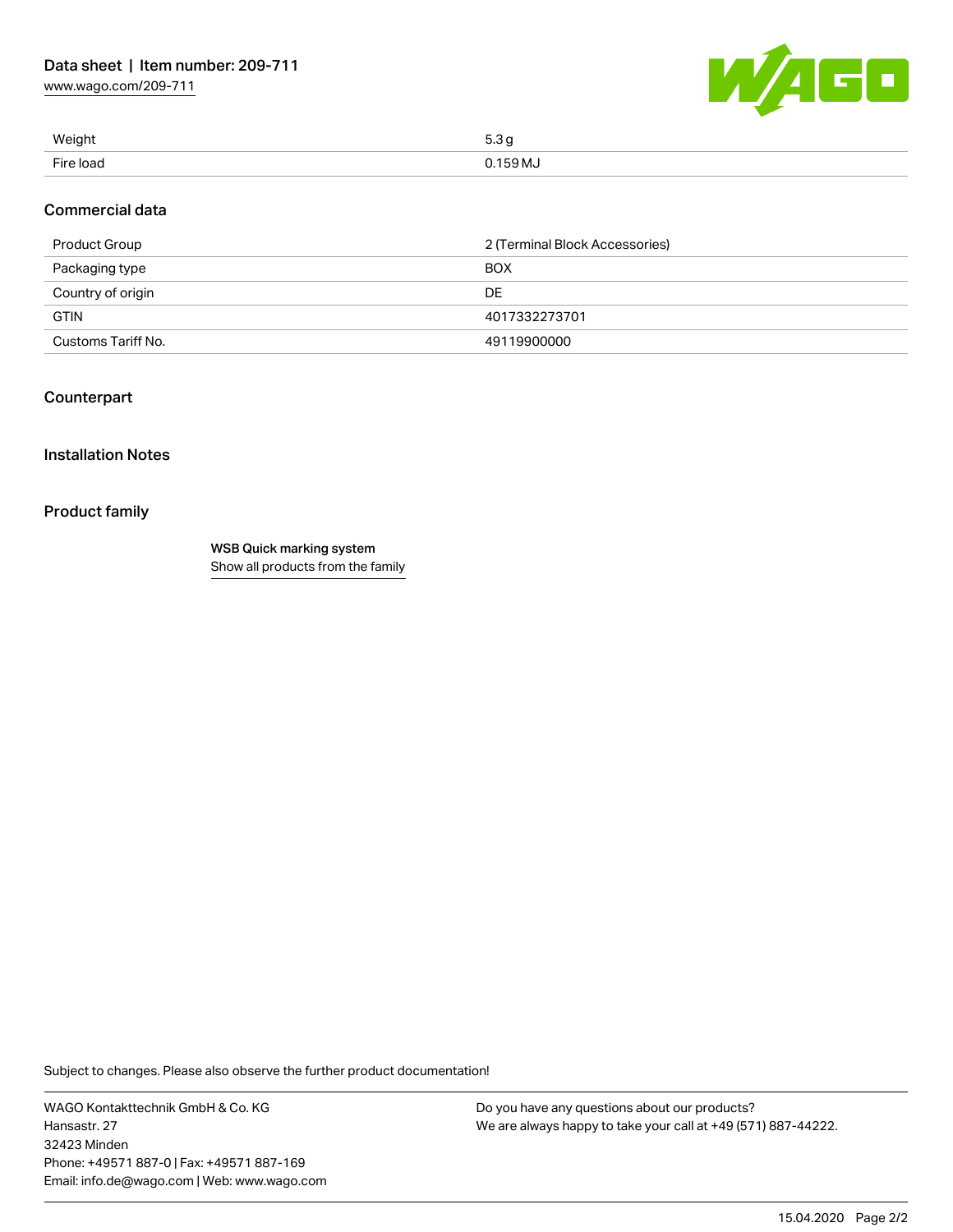| | |
|---|---|
| Weight | 5.3 g |
| Fire load | 0.159 MJ |

## Commercial data

| | |
|---|---|
| Product Group | 2 (Terminal Block Accessories) |
| Packaging type | BOX |
| Country of origin | DE |
| GTIN | 4017332273701 |
| Customs Tariff No. | 49119900000 |

## Counterpart

## Installation Notes

## Product family

**WSB Quick marking system**
Show all products from the family

Subject to changes. Please also observe the further product documentation!

WAGO Kontakttechnik GmbH & Co. KG
Hansastr. 27
32423 Minden
Phone: +49571 887-0 | Fax: +49571 887-169
Email: info.de@wago.com | Web: www.wago.com

Do you have any questions about our products?
We are always happy to take your call at +49 (571) 887-44222.

15.04.2020